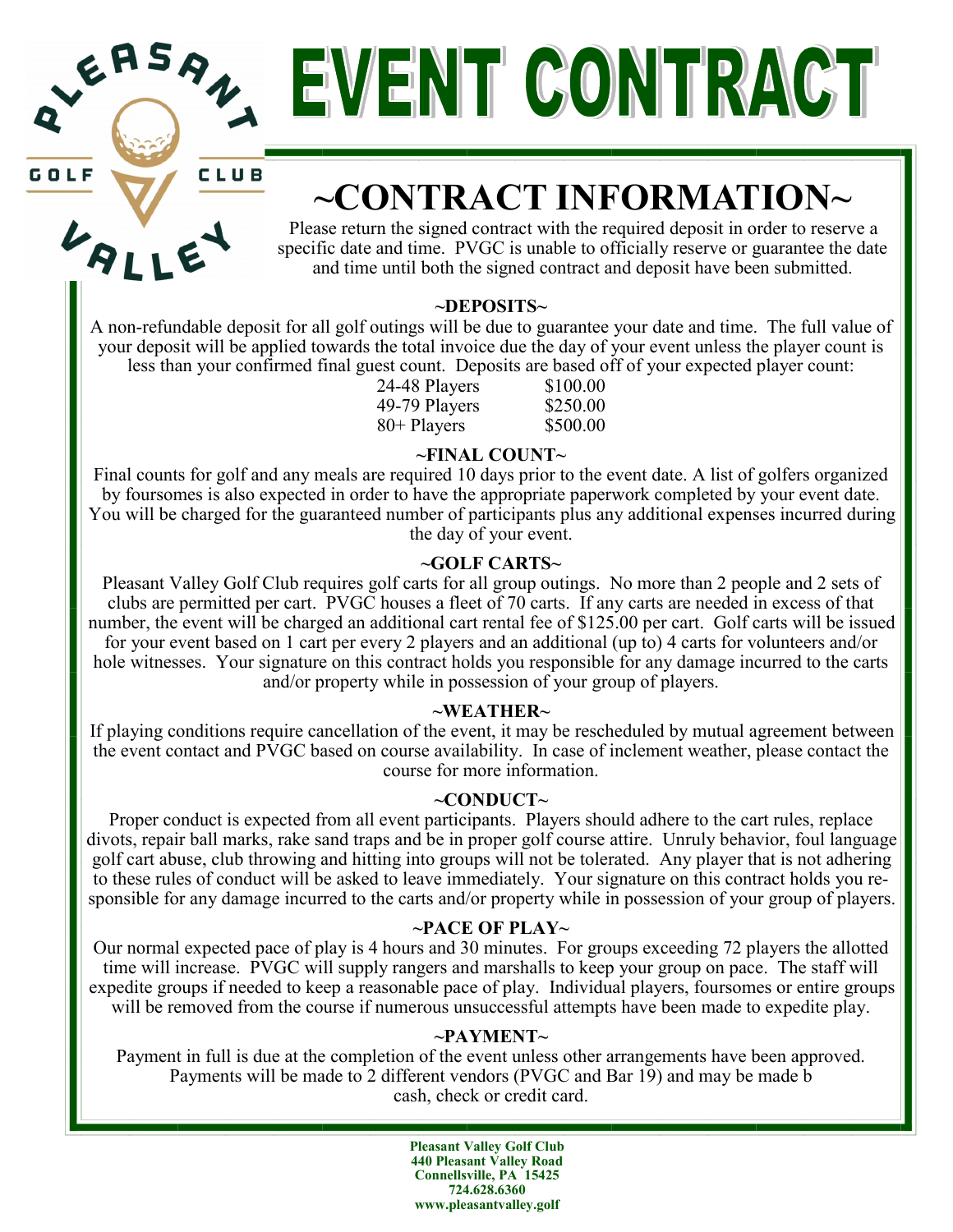# EVENT CONTRACT

## ~CONTRACT INFORMATION~

Please return the signed contract with the required deposit in order to reserve a specific date and time. PVGC is unable to officially reserve or guarantee the date and time until both the signed contract and deposit have been submitted.

### ~DEPOSITS~

A non-refundable deposit for all golf outings will be due to guarantee your date and time. The full value of your deposit will be applied towards the total invoice due the day of your event unless the player count is less than your confirmed final guest count. Deposits are based off of your expected player count:

| | |
|---|---|
| 24-48 Players | $100.00 |
| 49-79 Players | $250.00 |
| 80+ Players | $500.00 |

### ~FINAL COUNT~

Final counts for golf and any meals are required 10 days prior to the event date. A list of golfers organized by foursomes is also expected in order to have the appropriate paperwork completed by your event date. You will be charged for the guaranteed number of participants plus any additional expenses incurred during the day of your event.

### ~GOLF CARTS~

Pleasant Valley Golf Club requires golf carts for all group outings. No more than 2 people and 2 sets of clubs are permitted per cart. PVGC houses a fleet of 70 carts. If any carts are needed in excess of that number, the event will be charged an additional cart rental fee of $125.00 per cart. Golf carts will be issued for your event based on 1 cart per every 2 players and an additional (up to) 4 carts for volunteers and/or hole witnesses. Your signature on this contract holds you responsible for any damage incurred to the carts and/or property while in possession of your group of players.

### ~WEATHER~

If playing conditions require cancellation of the event, it may be rescheduled by mutual agreement between the event contact and PVGC based on course availability. In case of inclement weather, please contact the course for more information.

### ~CONDUCT~

Proper conduct is expected from all event participants. Players should adhere to the cart rules, replace divots, repair ball marks, rake sand traps and be in proper golf course attire. Unruly behavior, foul language golf cart abuse, club throwing and hitting into groups will not be tolerated. Any player that is not adhering to these rules of conduct will be asked to leave immediately. Your signature on this contract holds you responsible for any damage incurred to the carts and/or property while in possession of your group of players.

### ~PACE OF PLAY~

Our normal expected pace of play is 4 hours and 30 minutes. For groups exceeding 72 players the allotted time will increase. PVGC will supply rangers and marshalls to keep your group on pace. The staff will expedite groups if needed to keep a reasonable pace of play. Individual players, foursomes or entire groups will be removed from the course if numerous unsuccessful attempts have been made to expedite play.

### ~PAYMENT~

Payment in full is due at the completion of the event unless other arrangements have been approved. Payments will be made to 2 different vendors (PVGC and Bar 19) and may be made b cash, check or credit card.

**Pleasant Valley Golf Club**
**440 Pleasant Valley Road**
**Connellsville, PA 15425**
**724.628.6360**
**www.pleasantvalley.golf**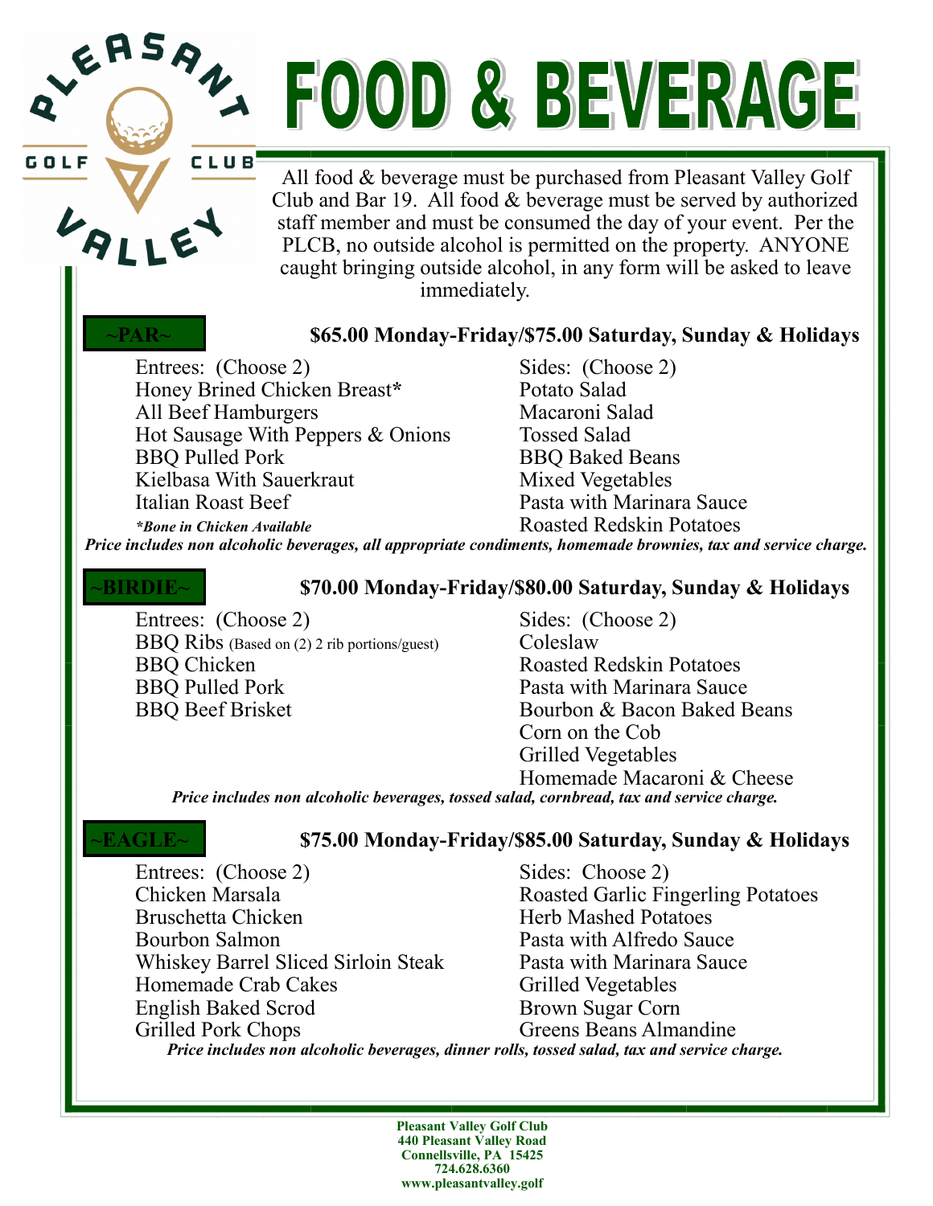# FOOD & BEVERAGE

All food & beverage must be purchased from Pleasant Valley Golf Club and Bar 19. All food & beverage must be served by authorized staff member and must be consumed the day of your event. Per the PLCB, no outside alcohol is permitted on the property. ANYONE caught bringing outside alcohol, in any form will be asked to leave immediately.

## ~PAR~

**$65.00 Monday-Friday/$75.00 Saturday, Sunday & Holidays**

Entrees: (Choose 2)
- Honey Brined Chicken Breast*
- All Beef Hamburgers
- Hot Sausage With Peppers & Onions
- BBQ Pulled Pork
- Kielbasa With Sauerkraut
- Italian Roast Beef

***Bone in Chicken Available***

Sides: (Choose 2)
- Potato Salad
- Macaroni Salad
- Tossed Salad
- BBQ Baked Beans
- Mixed Vegetables
- Pasta with Marinara Sauce
- Roasted Redskin Potatoes

***Price includes non alcoholic beverages, all appropriate condiments, homemade brownies, tax and service charge.***

## ~BIRDIE~

**$70.00 Monday-Friday/$80.00 Saturday, Sunday & Holidays**

Entrees: (Choose 2)
- BBQ Ribs (Based on (2) 2 rib portions/guest)
- BBQ Chicken
- BBQ Pulled Pork
- BBQ Beef Brisket

Sides: (Choose 2)
- Coleslaw
- Roasted Redskin Potatoes
- Pasta with Marinara Sauce
- Bourbon & Bacon Baked Beans
- Corn on the Cob
- Grilled Vegetables
- Homemade Macaroni & Cheese

***Price includes non alcoholic beverages, tossed salad, cornbread, tax and service charge.***

## ~EAGLE~

**$75.00 Monday-Friday/$85.00 Saturday, Sunday & Holidays**

Entrees: (Choose 2)
- Chicken Marsala
- Bruschetta Chicken
- Bourbon Salmon
- Whiskey Barrel Sliced Sirloin Steak
- Homemade Crab Cakes
- English Baked Scrod
- Grilled Pork Chops

Sides: Choose 2)
- Roasted Garlic Fingerling Potatoes
- Herb Mashed Potatoes
- Pasta with Alfredo Sauce
- Pasta with Marinara Sauce
- Grilled Vegetables
- Brown Sugar Corn
- Greens Beans Almandine

***Price includes non alcoholic beverages, dinner rolls, tossed salad, tax and service charge.***

**Pleasant Valley Golf Club**
**440 Pleasant Valley Road**
**Connellsville, PA 15425**
**724.628.6360**
**www.pleasantvalley.golf**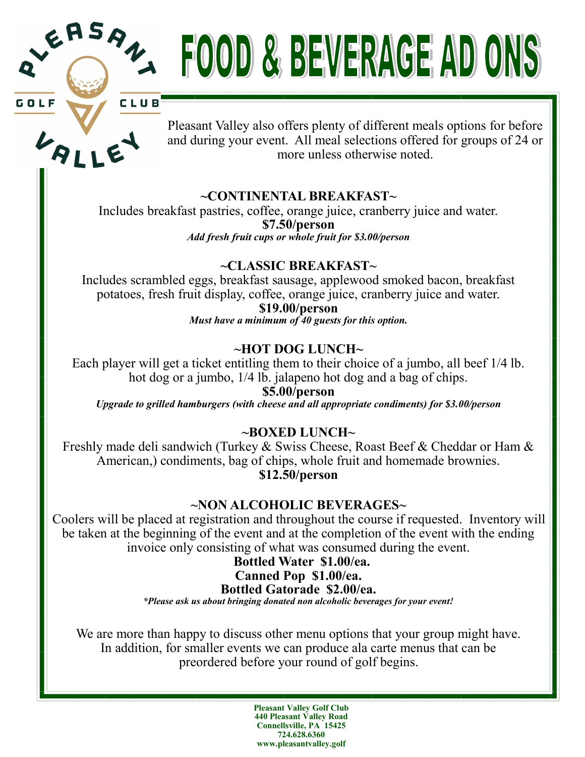# FOOD & BEVERAGE AD ONS

Pleasant Valley also offers plenty of different meals options for before and during your event. All meal selections offered for groups of 24 or more unless otherwise noted.

## ~CONTINENTAL BREAKFAST~

Includes breakfast pastries, coffee, orange juice, cranberry juice and water.

**$7.50/person**

***Add fresh fruit cups or whole fruit for $3.00/person***

## ~CLASSIC BREAKFAST~

Includes scrambled eggs, breakfast sausage, applewood smoked bacon, breakfast potatoes, fresh fruit display, coffee, orange juice, cranberry juice and water.

**$19.00/person**

***Must have a minimum of 40 guests for this option.***

## ~HOT DOG LUNCH~

Each player will get a ticket entitling them to their choice of a jumbo, all beef 1/4 lb. hot dog or a jumbo, 1/4 lb. jalapeno hot dog and a bag of chips.

**$5.00/person**

***Upgrade to grilled hamburgers (with cheese and all appropriate condiments) for $3.00/person***

## ~BOXED LUNCH~

Freshly made deli sandwich (Turkey & Swiss Cheese, Roast Beef & Cheddar or Ham & American,) condiments, bag of chips, whole fruit and homemade brownies.

**$12.50/person**

## ~NON ALCOHOLIC BEVERAGES~

Coolers will be placed at registration and throughout the course if requested. Inventory will be taken at the beginning of the event and at the completion of the event with the ending invoice only consisting of what was consumed during the event.

**Bottled Water $1.00/ea.**
**Canned Pop $1.00/ea.**
**Bottled Gatorade $2.00/ea.**

***\*Please ask us about bringing donated non alcoholic beverages for your event!***

We are more than happy to discuss other menu options that your group might have. In addition, for smaller events we can produce ala carte menus that can be preordered before your round of golf begins.

**Pleasant Valley Golf Club**
**440 Pleasant Valley Road**
**Connellsville, PA 15425**
**724.628.6360**
**www.pleasantvalley.golf**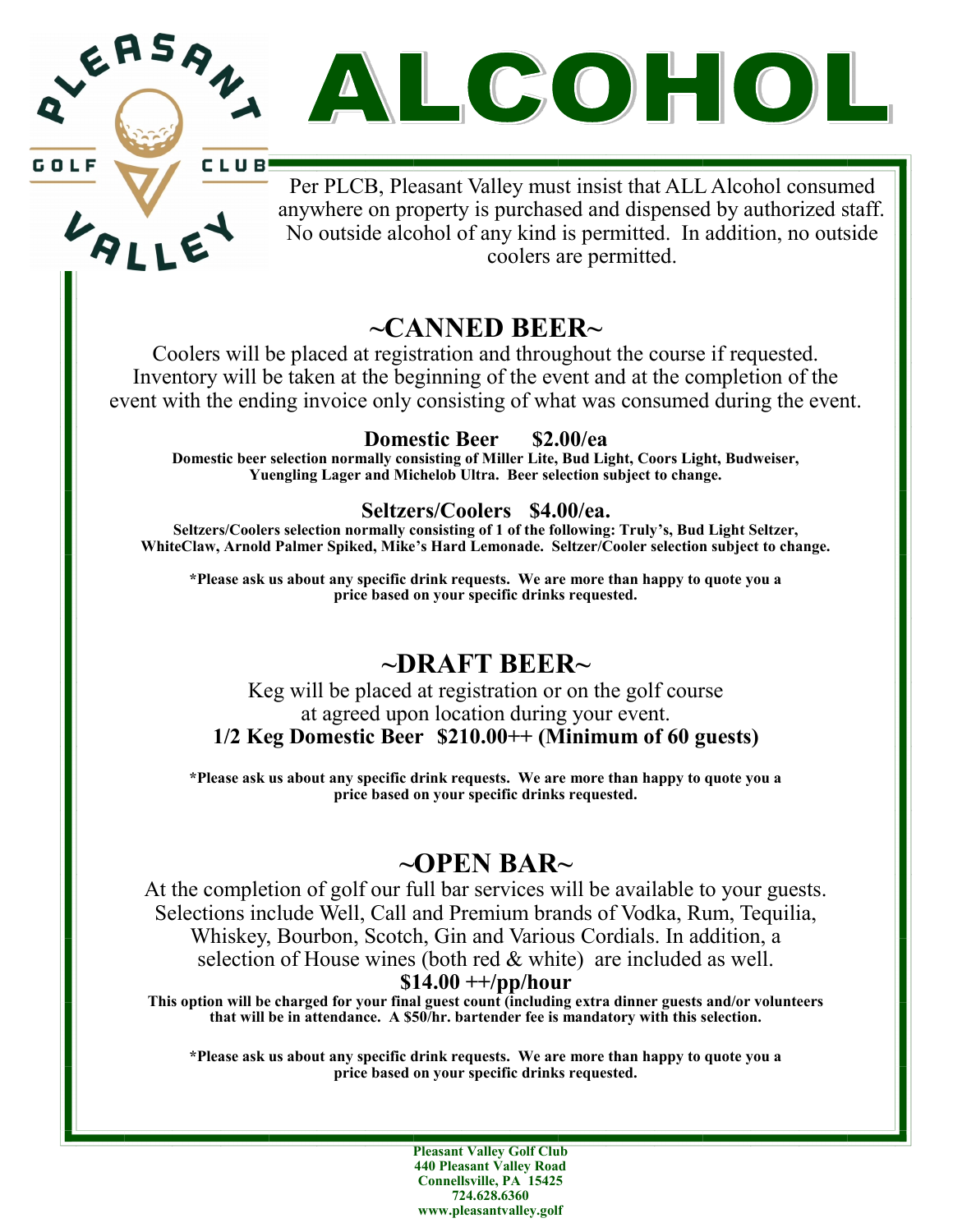# ALCOHOL

Per PLCB, Pleasant Valley must insist that ALL Alcohol consumed anywhere on property is purchased and dispensed by authorized staff. No outside alcohol of any kind is permitted. In addition, no outside coolers are permitted.

## ~CANNED BEER~

Coolers will be placed at registration and throughout the course if requested. Inventory will be taken at the beginning of the event and at the completion of the event with the ending invoice only consisting of what was consumed during the event.

**Domestic Beer $2.00/ea**

**Domestic beer selection normally consisting of Miller Lite, Bud Light, Coors Light, Budweiser, Yuengling Lager and Michelob Ultra. Beer selection subject to change.**

**Seltzers/Coolers $4.00/ea.**

**Seltzers/Coolers selection normally consisting of 1 of the following: Truly's, Bud Light Seltzer, WhiteClaw, Arnold Palmer Spiked, Mike's Hard Lemonade. Seltzer/Cooler selection subject to change.**

**\*Please ask us about any specific drink requests. We are more than happy to quote you a price based on your specific drinks requested.**

## ~DRAFT BEER~

Keg will be placed at registration or on the golf course at agreed upon location during your event.

**1/2 Keg Domestic Beer $210.00++ (Minimum of 60 guests)**

**\*Please ask us about any specific drink requests. We are more than happy to quote you a price based on your specific drinks requested.**

## ~OPEN BAR~

At the completion of golf our full bar services will be available to your guests. Selections include Well, Call and Premium brands of Vodka, Rum, Tequilia, Whiskey, Bourbon, Scotch, Gin and Various Cordials. In addition, a selection of House wines (both red & white) are included as well.

**$14.00 ++/pp/hour**

**This option will be charged for your final guest count (including extra dinner guests and/or volunteers that will be in attendance. A $50/hr. bartender fee is mandatory with this selection.**

**\*Please ask us about any specific drink requests. We are more than happy to quote you a price based on your specific drinks requested.**

**Pleasant Valley Golf Club**
**440 Pleasant Valley Road**
**Connellsville, PA 15425**
**724.628.6360**
**www.pleasantvalley.golf**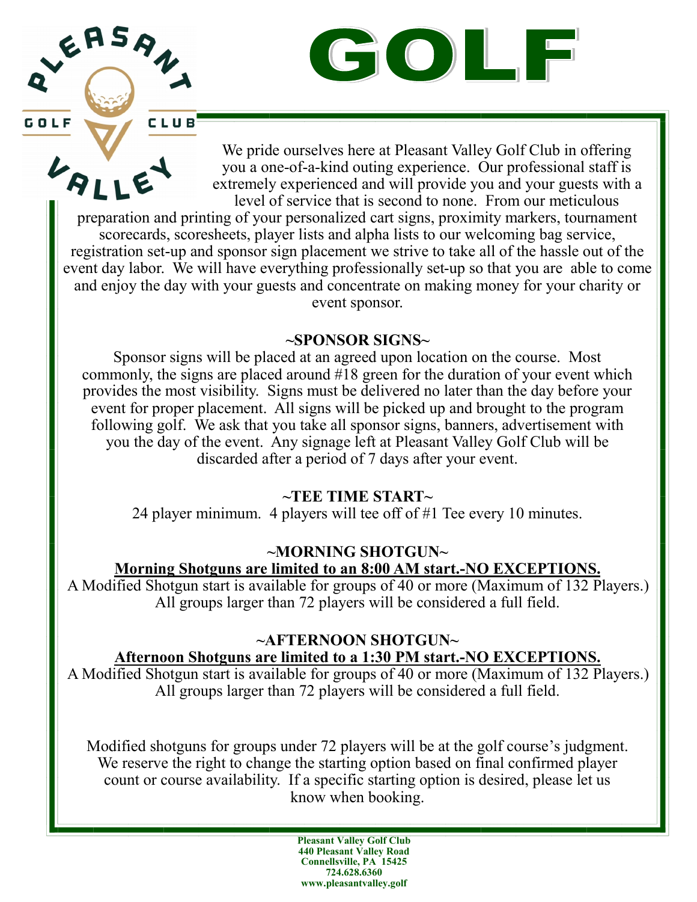# GOLF

We pride ourselves here at Pleasant Valley Golf Club in offering you a one-of-a-kind outing experience. Our professional staff is extremely experienced and will provide you and your guests with a level of service that is second to none. From our meticulous preparation and printing of your personalized cart signs, proximity markers, tournament scorecards, scoresheets, player lists and alpha lists to our welcoming bag service, registration set-up and sponsor sign placement we strive to take all of the hassle out of the event day labor. We will have everything professionally set-up so that you are able to come and enjoy the day with your guests and concentrate on making money for your charity or event sponsor.

**~SPONSOR SIGNS~**

Sponsor signs will be placed at an agreed upon location on the course. Most commonly, the signs are placed around #18 green for the duration of your event which provides the most visibility. Signs must be delivered no later than the day before your event for proper placement. All signs will be picked up and brought to the program following golf. We ask that you take all sponsor signs, banners, advertisement with you the day of the event. Any signage left at Pleasant Valley Golf Club will be discarded after a period of 7 days after your event.

**~TEE TIME START~**

24 player minimum. 4 players will tee off of #1 Tee every 10 minutes.

**~MORNING SHOTGUN~**

**Morning Shotguns are limited to an 8:00 AM start.-NO EXCEPTIONS.**

A Modified Shotgun start is available for groups of 40 or more (Maximum of 132 Players.) All groups larger than 72 players will be considered a full field.

**~AFTERNOON SHOTGUN~**

**Afternoon Shotguns are limited to a 1:30 PM start.-NO EXCEPTIONS.**

A Modified Shotgun start is available for groups of 40 or more (Maximum of 132 Players.) All groups larger than 72 players will be considered a full field.

Modified shotguns for groups under 72 players will be at the golf course's judgment. We reserve the right to change the starting option based on final confirmed player count or course availability. If a specific starting option is desired, please let us know when booking.

**Pleasant Valley Golf Club**
**440 Pleasant Valley Road**
**Connellsville, PA 15425**
**724.628.6360**
**www.pleasantvalley.golf**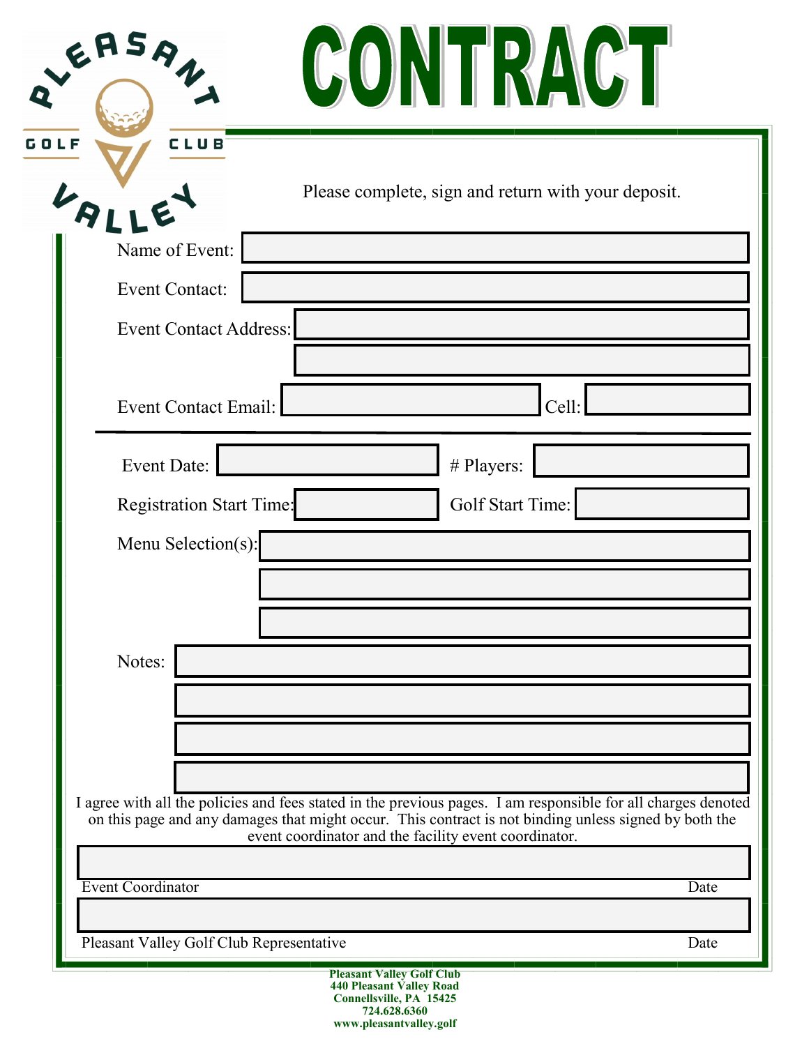# CONTRACT

Please complete, sign and return with your deposit.

Name of Event:

Event Contact:

Event Contact Address:

Event Contact Email: Cell:

---

Event Date: # Players:

Registration Start Time: Golf Start Time:

Menu Selection(s):

Notes:

I agree with all the policies and fees stated in the previous pages. I am responsible for all charges denoted on this page and any damages that might occur. This contract is not binding unless signed by both the event coordinator and the facility event coordinator.

Event Coordinator Date

Pleasant Valley Golf Club Representative Date

**Pleasant Valley Golf Club**
**440 Pleasant Valley Road**
**Connellsville, PA 15425**
**724.628.6360**
**www.pleasantvalley.golf**